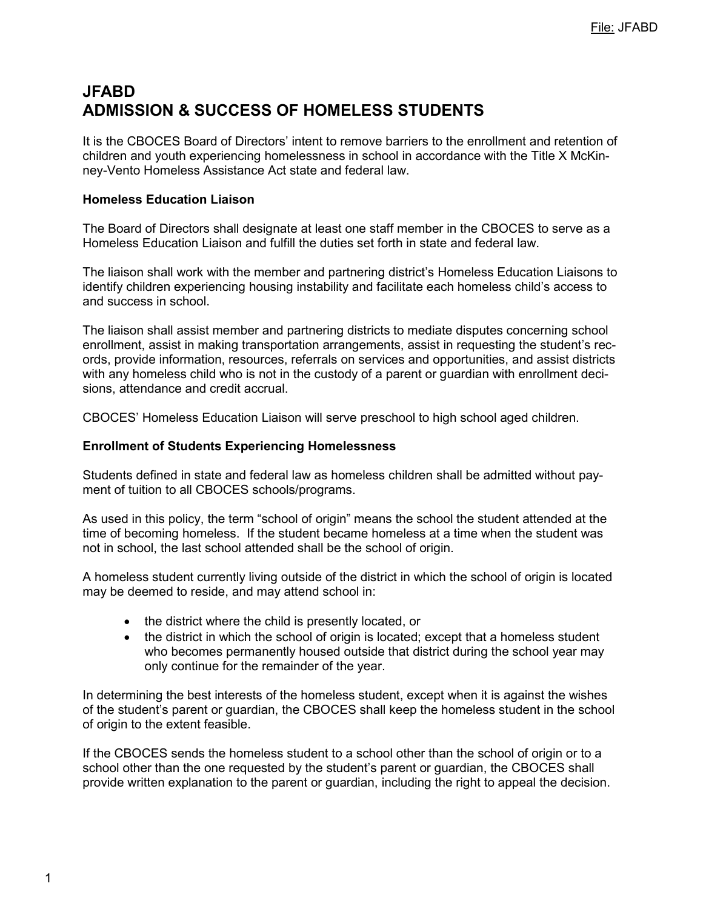# JFABD
# ADMISSION & SUCCESS OF HOMELESS STUDENTS

It is the CBOCES Board of Directors' intent to remove barriers to the enrollment and retention of children and youth experiencing homelessness in school in accordance with the Title X McKinney-Vento Homeless Assistance Act state and federal law.

**Homeless Education Liaison**

The Board of Directors shall designate at least one staff member in the CBOCES to serve as a Homeless Education Liaison and fulfill the duties set forth in state and federal law.

The liaison shall work with the member and partnering district's Homeless Education Liaisons to identify children experiencing housing instability and facilitate each homeless child's access to and success in school.

The liaison shall assist member and partnering districts to mediate disputes concerning school enrollment, assist in making transportation arrangements, assist in requesting the student's records, provide information, resources, referrals on services and opportunities, and assist districts with any homeless child who is not in the custody of a parent or guardian with enrollment decisions, attendance and credit accrual.

CBOCES' Homeless Education Liaison will serve preschool to high school aged children.

**Enrollment of Students Experiencing Homelessness**

Students defined in state and federal law as homeless children shall be admitted without payment of tuition to all CBOCES schools/programs.

As used in this policy, the term "school of origin" means the school the student attended at the time of becoming homeless. If the student became homeless at a time when the student was not in school, the last school attended shall be the school of origin.

A homeless student currently living outside of the district in which the school of origin is located may be deemed to reside, and may attend school in:

- the district where the child is presently located, or
- the district in which the school of origin is located; except that a homeless student who becomes permanently housed outside that district during the school year may only continue for the remainder of the year.

In determining the best interests of the homeless student, except when it is against the wishes of the student's parent or guardian, the CBOCES shall keep the homeless student in the school of origin to the extent feasible.

If the CBOCES sends the homeless student to a school other than the school of origin or to a school other than the one requested by the student's parent or guardian, the CBOCES shall provide written explanation to the parent or guardian, including the right to appeal the decision.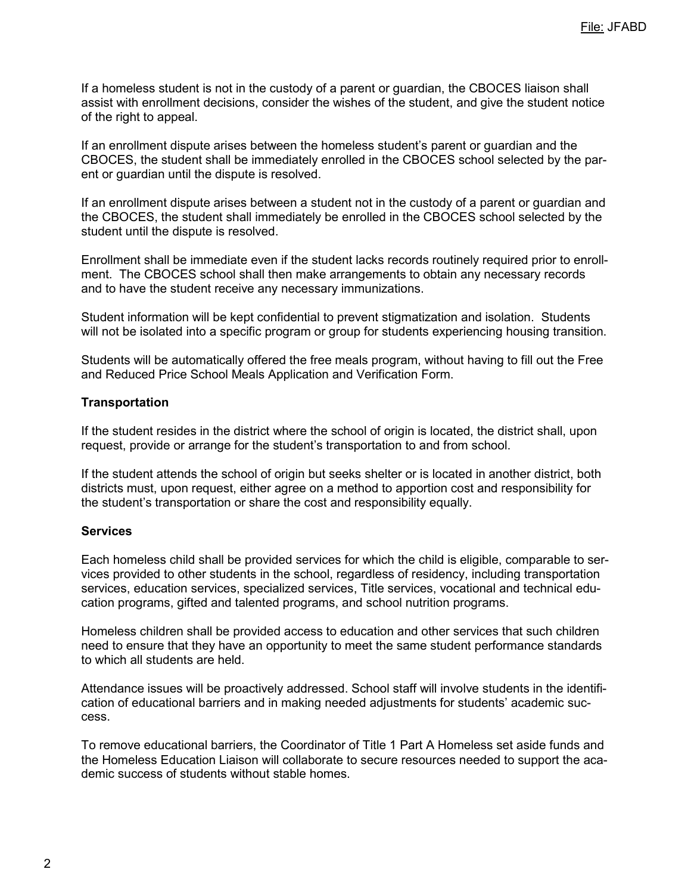If a homeless student is not in the custody of a parent or guardian, the CBOCES liaison shall assist with enrollment decisions, consider the wishes of the student, and give the student notice of the right to appeal.

If an enrollment dispute arises between the homeless student's parent or guardian and the CBOCES, the student shall be immediately enrolled in the CBOCES school selected by the parent or guardian until the dispute is resolved.

If an enrollment dispute arises between a student not in the custody of a parent or guardian and the CBOCES, the student shall immediately be enrolled in the CBOCES school selected by the student until the dispute is resolved.

Enrollment shall be immediate even if the student lacks records routinely required prior to enrollment. The CBOCES school shall then make arrangements to obtain any necessary records and to have the student receive any necessary immunizations.

Student information will be kept confidential to prevent stigmatization and isolation. Students will not be isolated into a specific program or group for students experiencing housing transition.

Students will be automatically offered the free meals program, without having to fill out the Free and Reduced Price School Meals Application and Verification Form.

**Transportation**

If the student resides in the district where the school of origin is located, the district shall, upon request, provide or arrange for the student's transportation to and from school.

If the student attends the school of origin but seeks shelter or is located in another district, both districts must, upon request, either agree on a method to apportion cost and responsibility for the student's transportation or share the cost and responsibility equally.

**Services**

Each homeless child shall be provided services for which the child is eligible, comparable to services provided to other students in the school, regardless of residency, including transportation services, education services, specialized services, Title services, vocational and technical education programs, gifted and talented programs, and school nutrition programs.

Homeless children shall be provided access to education and other services that such children need to ensure that they have an opportunity to meet the same student performance standards to which all students are held.

Attendance issues will be proactively addressed. School staff will involve students in the identification of educational barriers and in making needed adjustments for students' academic success.

To remove educational barriers, the Coordinator of Title 1 Part A Homeless set aside funds and the Homeless Education Liaison will collaborate to secure resources needed to support the academic success of students without stable homes.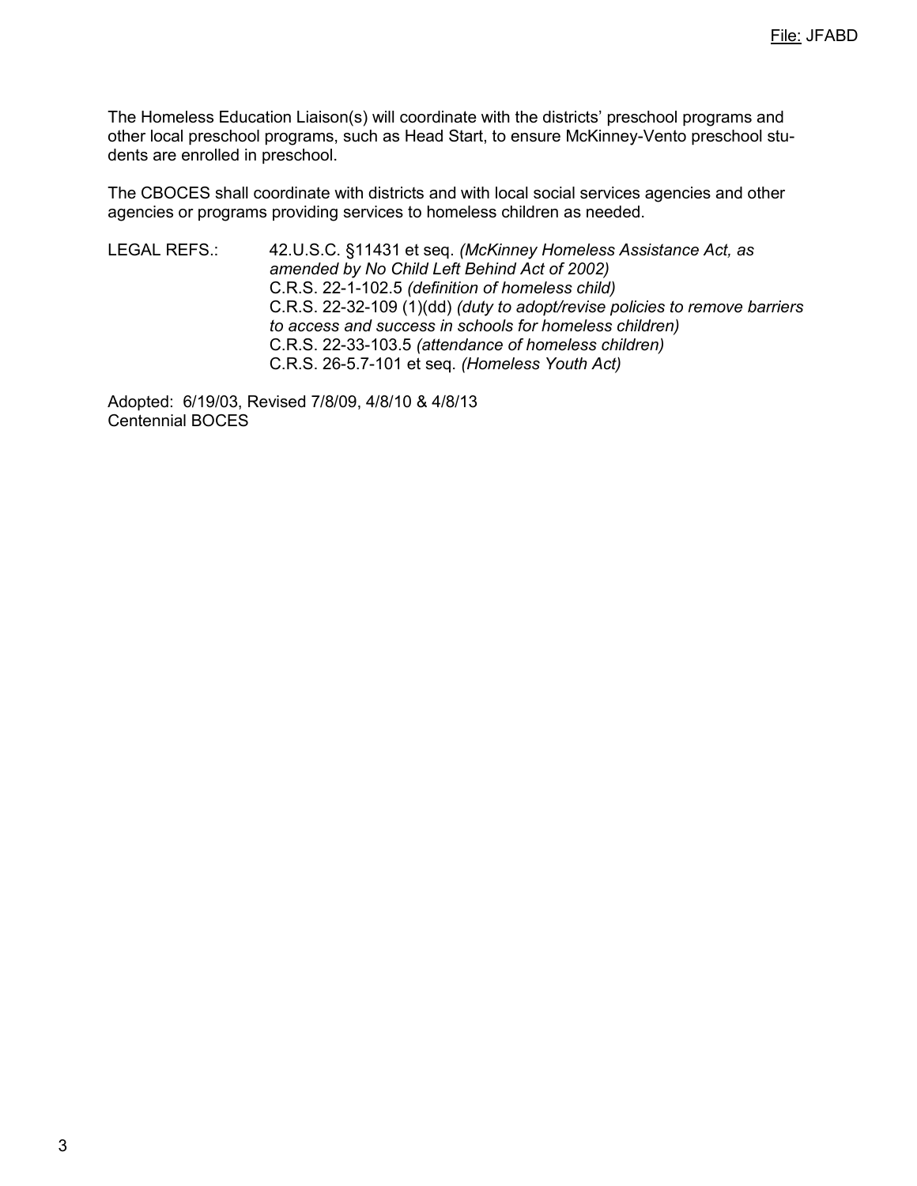The Homeless Education Liaison(s) will coordinate with the districts' preschool programs and other local preschool programs, such as Head Start, to ensure McKinney-Vento preschool students are enrolled in preschool.

The CBOCES shall coordinate with districts and with local social services agencies and other agencies or programs providing services to homeless children as needed.

LEGAL REFS.:

42.U.S.C. §11431 et seq. *(McKinney Homeless Assistance Act, as amended by No Child Left Behind Act of 2002)*
C.R.S. 22-1-102.5 *(definition of homeless child)*
C.R.S. 22-32-109 (1)(dd) *(duty to adopt/revise policies to remove barriers to access and success in schools for homeless children)*
C.R.S. 22-33-103.5 *(attendance of homeless children)*
C.R.S. 26-5.7-101 et seq. *(Homeless Youth Act)*

Adopted: 6/19/03, Revised 7/8/09, 4/8/10 & 4/8/13
Centennial BOCES